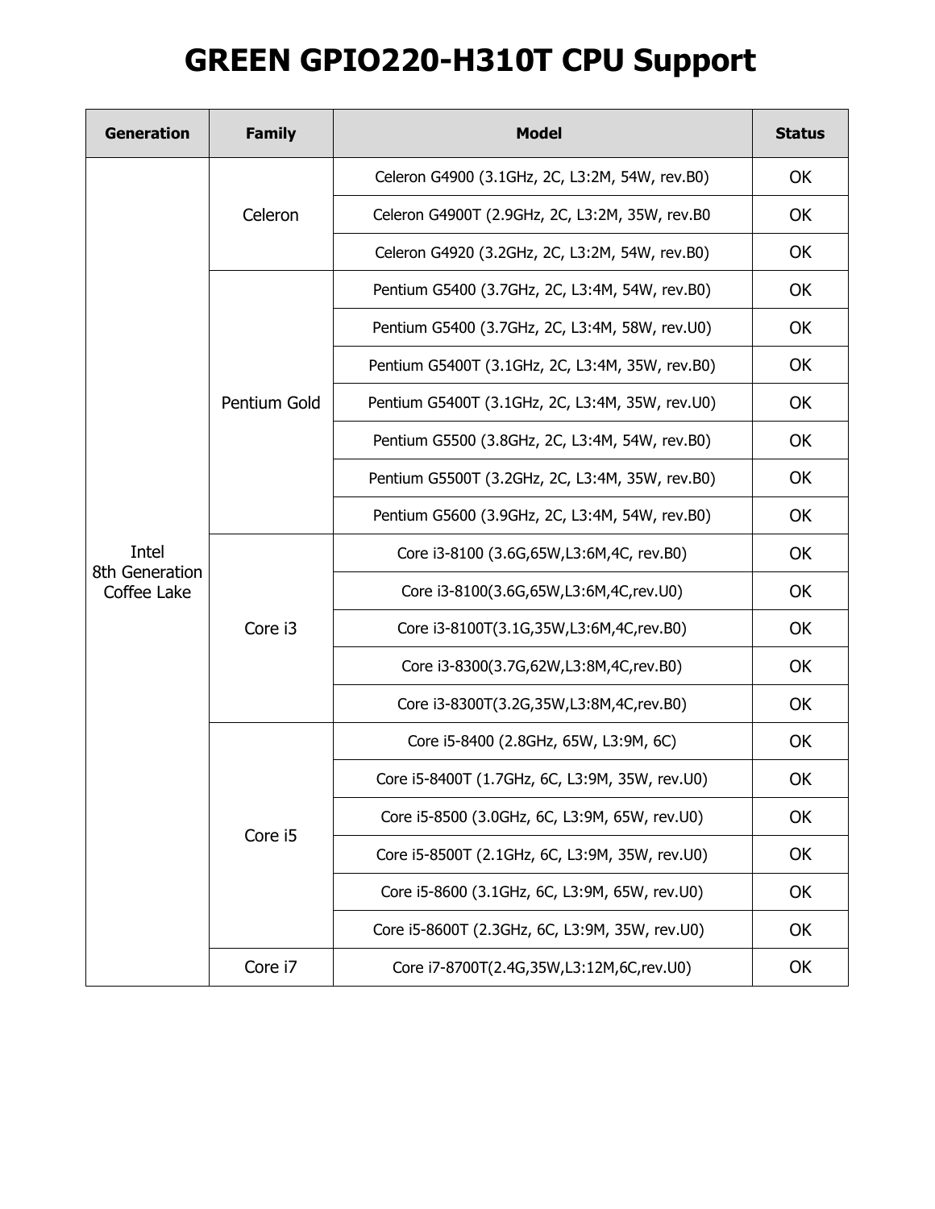# GREEN GPIO220-H310T CPU Support

| Generation | Family | Model | Status |
|---|---|---|---|
| Intel 8th Generation Coffee Lake | Celeron | Celeron G4900 (3.1GHz, 2C, L3:2M, 54W, rev.B0) | OK |
| | | Celeron G4900T (2.9GHz, 2C, L3:2M, 35W, rev.B0 | OK |
| | | Celeron G4920 (3.2GHz, 2C, L3:2M, 54W, rev.B0) | OK |
| | Pentium Gold | Pentium G5400 (3.7GHz, 2C, L3:4M, 54W, rev.B0) | OK |
| | | Pentium G5400 (3.7GHz, 2C, L3:4M, 58W, rev.U0) | OK |
| | | Pentium G5400T (3.1GHz, 2C, L3:4M, 35W, rev.B0) | OK |
| | | Pentium G5400T (3.1GHz, 2C, L3:4M, 35W, rev.U0) | OK |
| | | Pentium G5500 (3.8GHz, 2C, L3:4M, 54W, rev.B0) | OK |
| | | Pentium G5500T (3.2GHz, 2C, L3:4M, 35W, rev.B0) | OK |
| | | Pentium G5600 (3.9GHz, 2C, L3:4M, 54W, rev.B0) | OK |
| | Core i3 | Core i3-8100 (3.6G,65W,L3:6M,4C, rev.B0) | OK |
| | | Core i3-8100(3.6G,65W,L3:6M,4C,rev.U0) | OK |
| | | Core i3-8100T(3.1G,35W,L3:6M,4C,rev.B0) | OK |
| | | Core i3-8300(3.7G,62W,L3:8M,4C,rev.B0) | OK |
| | | Core i3-8300T(3.2G,35W,L3:8M,4C,rev.B0) | OK |
| | Core i5 | Core i5-8400 (2.8GHz, 65W, L3:9M, 6C) | OK |
| | | Core i5-8400T (1.7GHz, 6C, L3:9M, 35W, rev.U0) | OK |
| | | Core i5-8500 (3.0GHz, 6C, L3:9M, 65W, rev.U0) | OK |
| | | Core i5-8500T (2.1GHz, 6C, L3:9M, 35W, rev.U0) | OK |
| | | Core i5-8600 (3.1GHz, 6C, L3:9M, 65W, rev.U0) | OK |
| | | Core i5-8600T (2.3GHz, 6C, L3:9M, 35W, rev.U0) | OK |
| | Core i7 | Core i7-8700T(2.4G,35W,L3:12M,6C,rev.U0) | OK |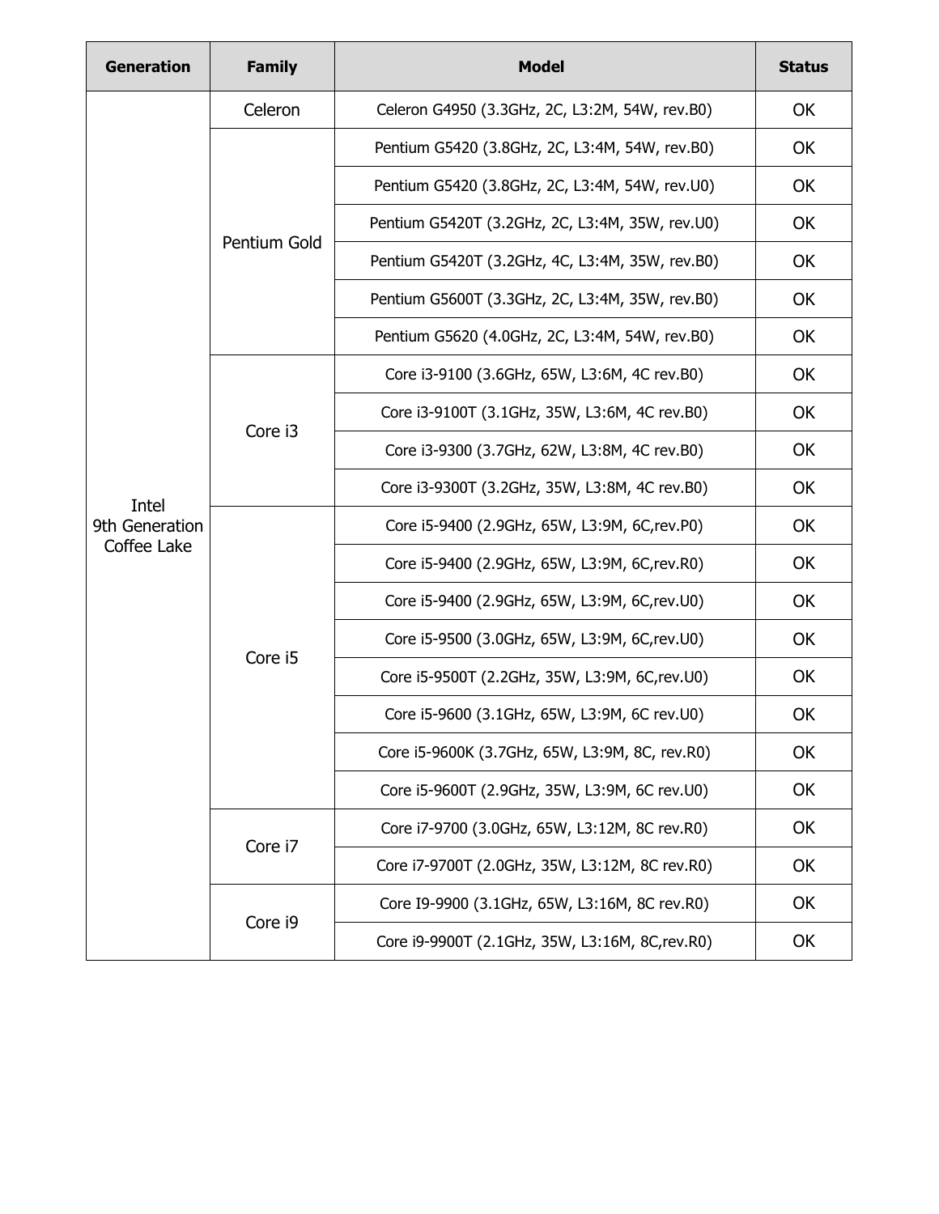| Generation | Family | Model | Status |
|---|---|---|---|
| Intel 9th Generation Coffee Lake | Celeron | Celeron G4950 (3.3GHz, 2C, L3:2M, 54W, rev.B0) | OK |
| | Pentium Gold | Pentium G5420 (3.8GHz, 2C, L3:4M, 54W, rev.B0) | OK |
| | | Pentium G5420 (3.8GHz, 2C, L3:4M, 54W, rev.U0) | OK |
| | | Pentium G5420T (3.2GHz, 2C, L3:4M, 35W, rev.U0) | OK |
| | | Pentium G5420T (3.2GHz, 4C, L3:4M, 35W, rev.B0) | OK |
| | | Pentium G5600T (3.3GHz, 2C, L3:4M, 35W, rev.B0) | OK |
| | | Pentium G5620 (4.0GHz, 2C, L3:4M, 54W, rev.B0) | OK |
| | Core i3 | Core i3-9100 (3.6GHz, 65W, L3:6M, 4C rev.B0) | OK |
| | | Core i3-9100T (3.1GHz, 35W, L3:6M, 4C rev.B0) | OK |
| | | Core i3-9300 (3.7GHz, 62W, L3:8M, 4C rev.B0) | OK |
| | | Core i3-9300T (3.2GHz, 35W, L3:8M, 4C rev.B0) | OK |
| | Core i5 | Core i5-9400 (2.9GHz, 65W, L3:9M, 6C,rev.P0) | OK |
| | | Core i5-9400 (2.9GHz, 65W, L3:9M, 6C,rev.R0) | OK |
| | | Core i5-9400 (2.9GHz, 65W, L3:9M, 6C,rev.U0) | OK |
| | | Core i5-9500 (3.0GHz, 65W, L3:9M, 6C,rev.U0) | OK |
| | | Core i5-9500T (2.2GHz, 35W, L3:9M, 6C,rev.U0) | OK |
| | | Core i5-9600 (3.1GHz, 65W, L3:9M, 6C rev.U0) | OK |
| | | Core i5-9600K (3.7GHz, 65W, L3:9M, 8C, rev.R0) | OK |
| | | Core i5-9600T (2.9GHz, 35W, L3:9M, 6C rev.U0) | OK |
| | Core i7 | Core i7-9700 (3.0GHz, 65W, L3:12M, 8C rev.R0) | OK |
| | | Core i7-9700T (2.0GHz, 35W, L3:12M, 8C rev.R0) | OK |
| | Core i9 | Core I9-9900 (3.1GHz, 65W, L3:16M, 8C rev.R0) | OK |
| | | Core i9-9900T (2.1GHz, 35W, L3:16M, 8C,rev.R0) | OK |